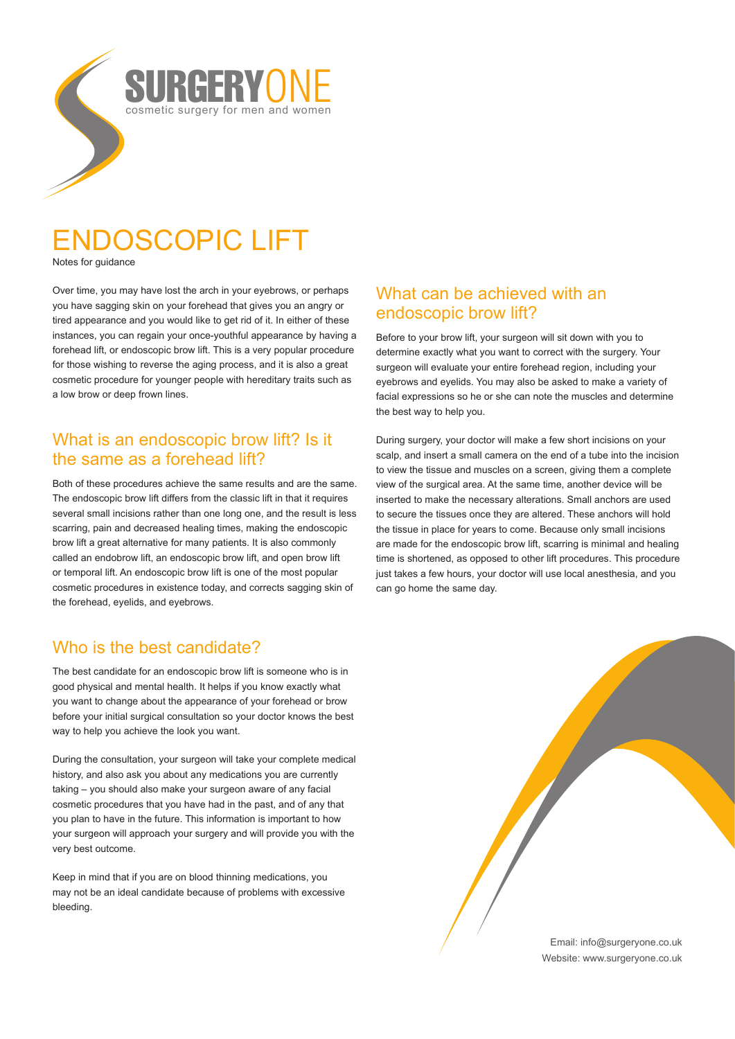SURGERYONE
cosmetic surgery for men and women

# ENDOSCOPIC LIFT

Notes for guidance

Over time, you may have lost the arch in your eyebrows, or perhaps you have sagging skin on your forehead that gives you an angry or tired appearance and you would like to get rid of it. In either of these instances, you can regain your once-youthful appearance by having a forehead lift, or endoscopic brow lift. This is a very popular procedure for those wishing to reverse the aging process, and it is also a great cosmetic procedure for younger people with hereditary traits such as a low brow or deep frown lines.

## What is an endoscopic brow lift? Is it the same as a forehead lift?

Both of these procedures achieve the same results and are the same. The endoscopic brow lift differs from the classic lift in that it requires several small incisions rather than one long one, and the result is less scarring, pain and decreased healing times, making the endoscopic brow lift a great alternative for many patients. It is also commonly called an endobrow lift, an endoscopic brow lift, and open brow lift or temporal lift. An endoscopic brow lift is one of the most popular cosmetic procedures in existence today, and corrects sagging skin of the forehead, eyelids, and eyebrows.

## Who is the best candidate?

The best candidate for an endoscopic brow lift is someone who is in good physical and mental health. It helps if you know exactly what you want to change about the appearance of your forehead or brow before your initial surgical consultation so your doctor knows the best way to help you achieve the look you want.

During the consultation, your surgeon will take your complete medical history, and also ask you about any medications you are currently taking – you should also make your surgeon aware of any facial cosmetic procedures that you have had in the past, and of any that you plan to have in the future. This information is important to how your surgeon will approach your surgery and will provide you with the very best outcome.

Keep in mind that if you are on blood thinning medications, you may not be an ideal candidate because of problems with excessive bleeding.

## What can be achieved with an endoscopic brow lift?

Before to your brow lift, your surgeon will sit down with you to determine exactly what you want to correct with the surgery. Your surgeon will evaluate your entire forehead region, including your eyebrows and eyelids. You may also be asked to make a variety of facial expressions so he or she can note the muscles and determine the best way to help you.

During surgery, your doctor will make a few short incisions on your scalp, and insert a small camera on the end of a tube into the incision to view the tissue and muscles on a screen, giving them a complete view of the surgical area. At the same time, another device will be inserted to make the necessary alterations. Small anchors are used to secure the tissues once they are altered. These anchors will hold the tissue in place for years to come. Because only small incisions are made for the endoscopic brow lift, scarring is minimal and healing time is shortened, as opposed to other lift procedures. This procedure just takes a few hours, your doctor will use local anesthesia, and you can go home the same day.

Email: info@surgeryone.co.uk
Website: www.surgeryone.co.uk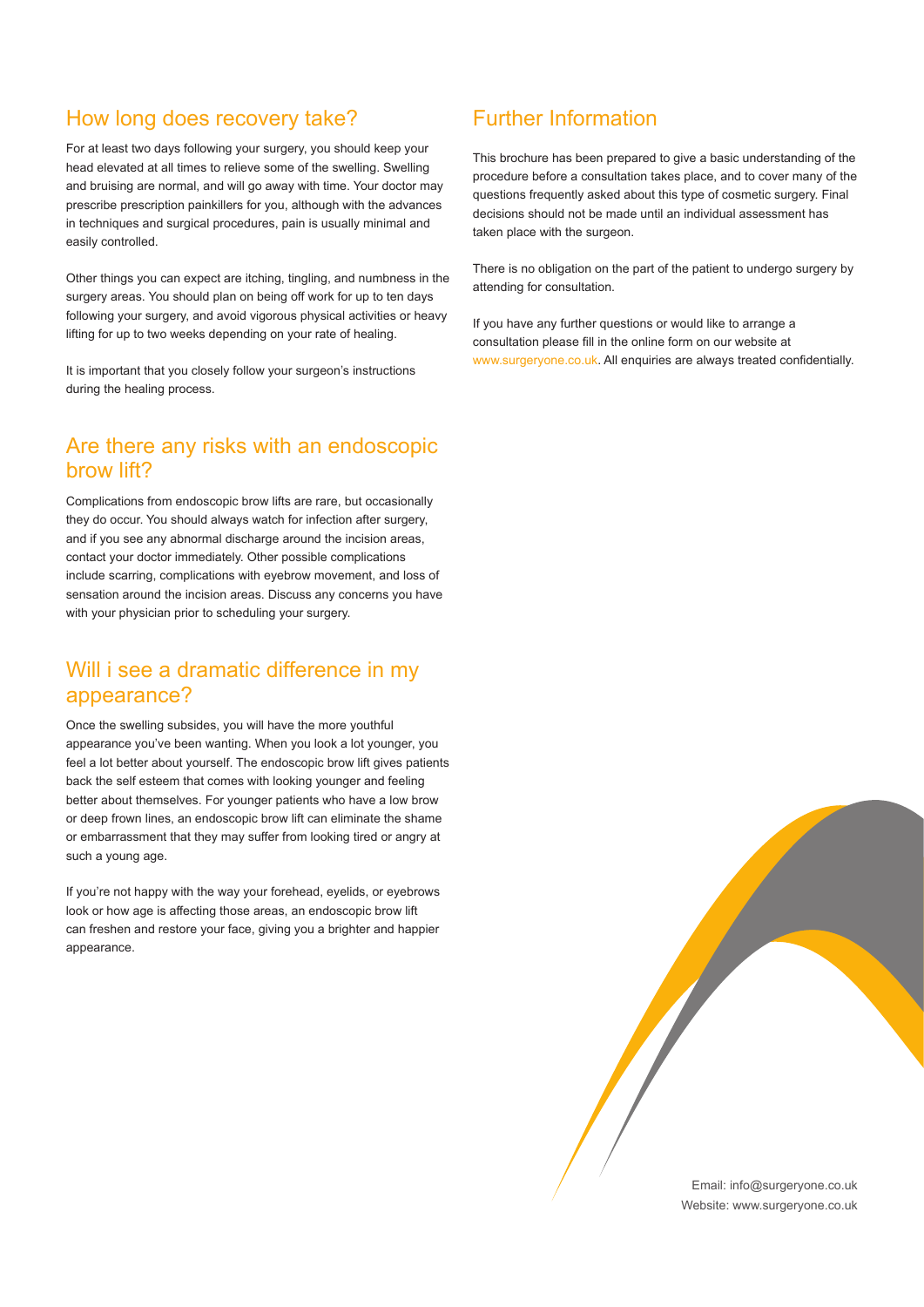## How long does recovery take?

For at least two days following your surgery, you should keep your head elevated at all times to relieve some of the swelling. Swelling and bruising are normal, and will go away with time. Your doctor may prescribe prescription painkillers for you, although with the advances in techniques and surgical procedures, pain is usually minimal and easily controlled.

Other things you can expect are itching, tingling, and numbness in the surgery areas. You should plan on being off work for up to ten days following your surgery, and avoid vigorous physical activities or heavy lifting for up to two weeks depending on your rate of healing.

It is important that you closely follow your surgeon's instructions during the healing process.

## Are there any risks with an endoscopic brow lift?

Complications from endoscopic brow lifts are rare, but occasionally they do occur. You should always watch for infection after surgery, and if you see any abnormal discharge around the incision areas, contact your doctor immediately. Other possible complications include scarring, complications with eyebrow movement, and loss of sensation around the incision areas. Discuss any concerns you have with your physician prior to scheduling your surgery.

## Will i see a dramatic difference in my appearance?

Once the swelling subsides, you will have the more youthful appearance you've been wanting. When you look a lot younger, you feel a lot better about yourself. The endoscopic brow lift gives patients back the self esteem that comes with looking younger and feeling better about themselves. For younger patients who have a low brow or deep frown lines, an endoscopic brow lift can eliminate the shame or embarrassment that they may suffer from looking tired or angry at such a young age.

If you're not happy with the way your forehead, eyelids, or eyebrows look or how age is affecting those areas, an endoscopic brow lift can freshen and restore your face, giving you a brighter and happier appearance.

## Further Information

This brochure has been prepared to give a basic understanding of the procedure before a consultation takes place, and to cover many of the questions frequently asked about this type of cosmetic surgery. Final decisions should not be made until an individual assessment has taken place with the surgeon.

There is no obligation on the part of the patient to undergo surgery by attending for consultation.

If you have any further questions or would like to arrange a consultation please fill in the online form on our website at www.surgeryone.co.uk. All enquiries are always treated confidentially.

Email: info@surgeryone.co.uk
Website: www.surgeryone.co.uk